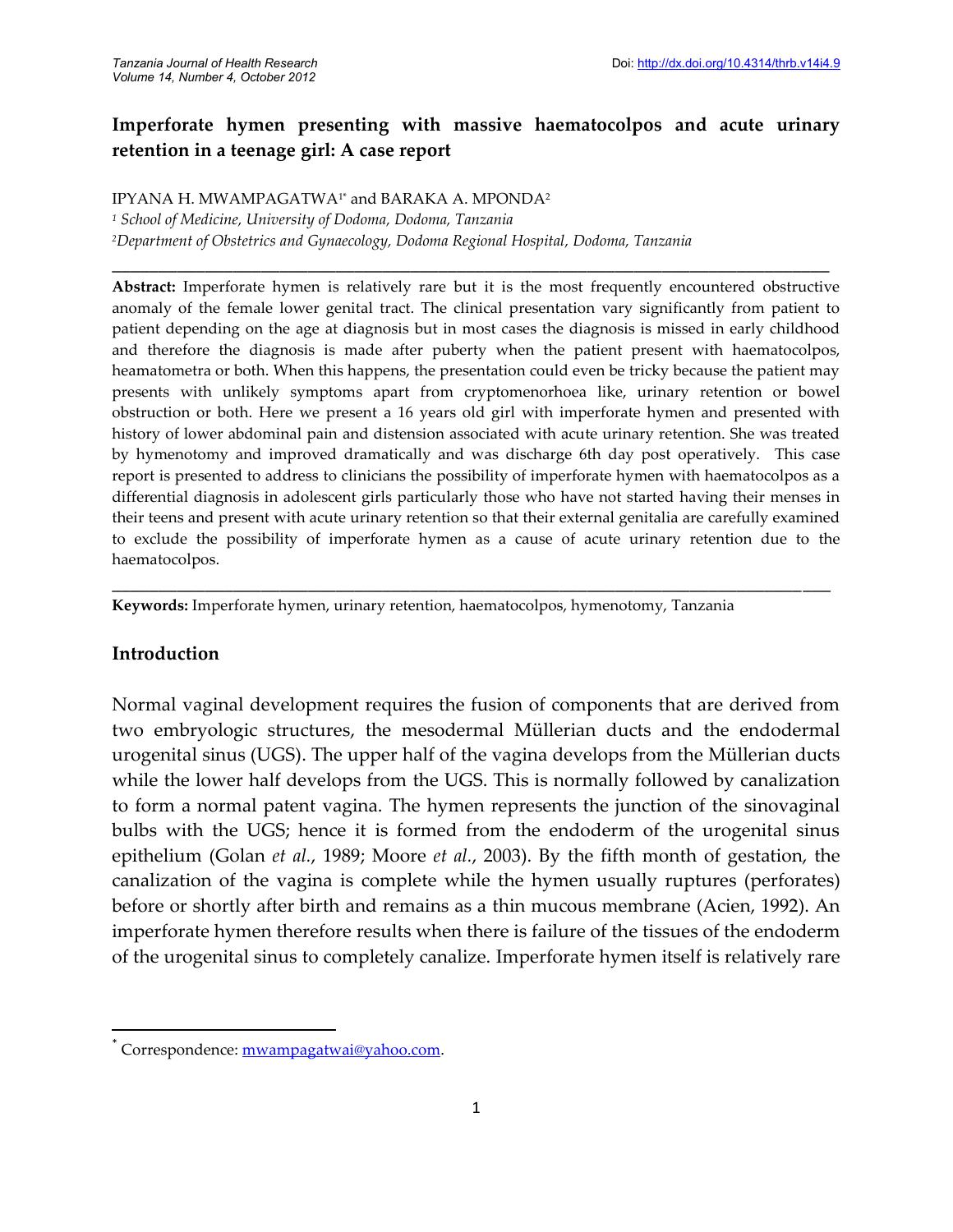# Imperforate hymen presenting with massive haematocolpos and acute urinary retention in a teenage girl: A case report

IPYANA H. MWAMPAGATWA[1*] and BARAKA A. MPONDA[2]

[1] *School of Medicine, University of Dodoma, Dodoma, Tanzania*
[2] *Department of Obstetrics and Gynaecology, Dodoma Regional Hospital, Dodoma, Tanzania*

---

**Abstract:** Imperforate hymen is relatively rare but it is the most frequently encountered obstructive anomaly of the female lower genital tract. The clinical presentation vary significantly from patient to patient depending on the age at diagnosis but in most cases the diagnosis is missed in early childhood and therefore the diagnosis is made after puberty when the patient present with haematocolpos, heamatometra or both. When this happens, the presentation could even be tricky because the patient may presents with unlikely symptoms apart from cryptomenorhoea like, urinary retention or bowel obstruction or both. Here we present a 16 years old girl with imperforate hymen and presented with history of lower abdominal pain and distension associated with acute urinary retention. She was treated by hymenotomy and improved dramatically and was discharge 6th day post operatively. This case report is presented to address to clinicians the possibility of imperforate hymen with haematocolpos as a differential diagnosis in adolescent girls particularly those who have not started having their menses in their teens and present with acute urinary retention so that their external genitalia are carefully examined to exclude the possibility of imperforate hymen as a cause of acute urinary retention due to the haematocolpos.

---

**Keywords:** Imperforate hymen, urinary retention, haematocolpos, hymenotomy, Tanzania

## Introduction

Normal vaginal development requires the fusion of components that are derived from two embryologic structures, the mesodermal Müllerian ducts and the endodermal urogenital sinus (UGS). The upper half of the vagina develops from the Müllerian ducts while the lower half develops from the UGS. This is normally followed by canalization to form a normal patent vagina. The hymen represents the junction of the sinovaginal bulbs with the UGS; hence it is formed from the endoderm of the urogenital sinus epithelium (Golan *et al.*, 1989; Moore *et al.*, 2003). By the fifth month of gestation, the canalization of the vagina is complete while the hymen usually ruptures (perforates) before or shortly after birth and remains as a thin mucous membrane (Acien, 1992). An imperforate hymen therefore results when there is failure of the tissues of the endoderm of the urogenital sinus to completely canalize. Imperforate hymen itself is relatively rare

---

[*] Correspondence: mwampagatwai@yahoo.com.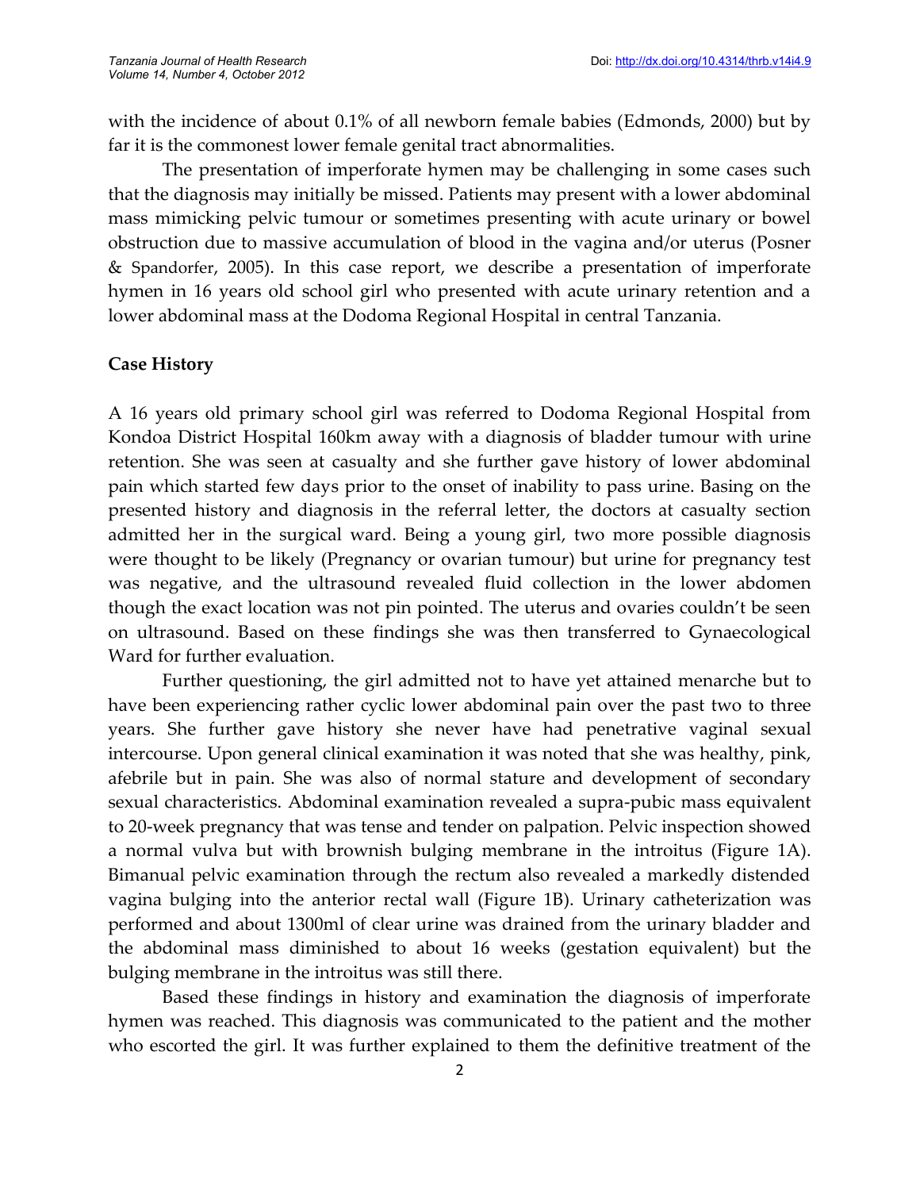with the incidence of about 0.1% of all newborn female babies (Edmonds, 2000) but by far it is the commonest lower female genital tract abnormalities.

The presentation of imperforate hymen may be challenging in some cases such that the diagnosis may initially be missed. Patients may present with a lower abdominal mass mimicking pelvic tumour or sometimes presenting with acute urinary or bowel obstruction due to massive accumulation of blood in the vagina and/or uterus (Posner & Spandorfer, 2005). In this case report, we describe a presentation of imperforate hymen in 16 years old school girl who presented with acute urinary retention and a lower abdominal mass at the Dodoma Regional Hospital in central Tanzania.

## Case History

A 16 years old primary school girl was referred to Dodoma Regional Hospital from Kondoa District Hospital 160km away with a diagnosis of bladder tumour with urine retention. She was seen at casualty and she further gave history of lower abdominal pain which started few days prior to the onset of inability to pass urine. Basing on the presented history and diagnosis in the referral letter, the doctors at casualty section admitted her in the surgical ward. Being a young girl, two more possible diagnosis were thought to be likely (Pregnancy or ovarian tumour) but urine for pregnancy test was negative, and the ultrasound revealed fluid collection in the lower abdomen though the exact location was not pin pointed. The uterus and ovaries couldn't be seen on ultrasound. Based on these findings she was then transferred to Gynaecological Ward for further evaluation.

Further questioning, the girl admitted not to have yet attained menarche but to have been experiencing rather cyclic lower abdominal pain over the past two to three years. She further gave history she never have had penetrative vaginal sexual intercourse. Upon general clinical examination it was noted that she was healthy, pink, afebrile but in pain. She was also of normal stature and development of secondary sexual characteristics. Abdominal examination revealed a supra-pubic mass equivalent to 20-week pregnancy that was tense and tender on palpation. Pelvic inspection showed a normal vulva but with brownish bulging membrane in the introitus (Figure 1A). Bimanual pelvic examination through the rectum also revealed a markedly distended vagina bulging into the anterior rectal wall (Figure 1B). Urinary catheterization was performed and about 1300ml of clear urine was drained from the urinary bladder and the abdominal mass diminished to about 16 weeks (gestation equivalent) but the bulging membrane in the introitus was still there.

Based these findings in history and examination the diagnosis of imperforate hymen was reached. This diagnosis was communicated to the patient and the mother who escorted the girl. It was further explained to them the definitive treatment of the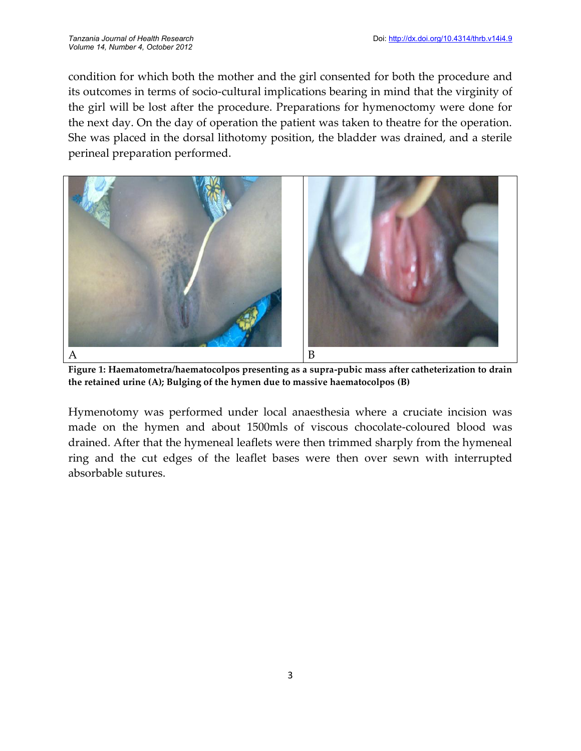condition for which both the mother and the girl consented for both the procedure and its outcomes in terms of socio-cultural implications bearing in mind that the virginity of the girl will be lost after the procedure. Preparations for hymenoctomy were done for the next day. On the day of operation the patient was taken to theatre for the operation. She was placed in the dorsal lithotomy position, the bladder was drained, and a sterile perineal preparation performed.

A B

**Figure 1: Haematometra/haematocolpos presenting as a supra-pubic mass after catheterization to drain the retained urine (A); Bulging of the hymen due to massive haematocolpos (B)**

Hymenotomy was performed under local anaesthesia where a cruciate incision was made on the hymen and about 1500mls of viscous chocolate-coloured blood was drained. After that the hymeneal leaflets were then trimmed sharply from the hymeneal ring and the cut edges of the leaflet bases were then over sewn with interrupted absorbable sutures.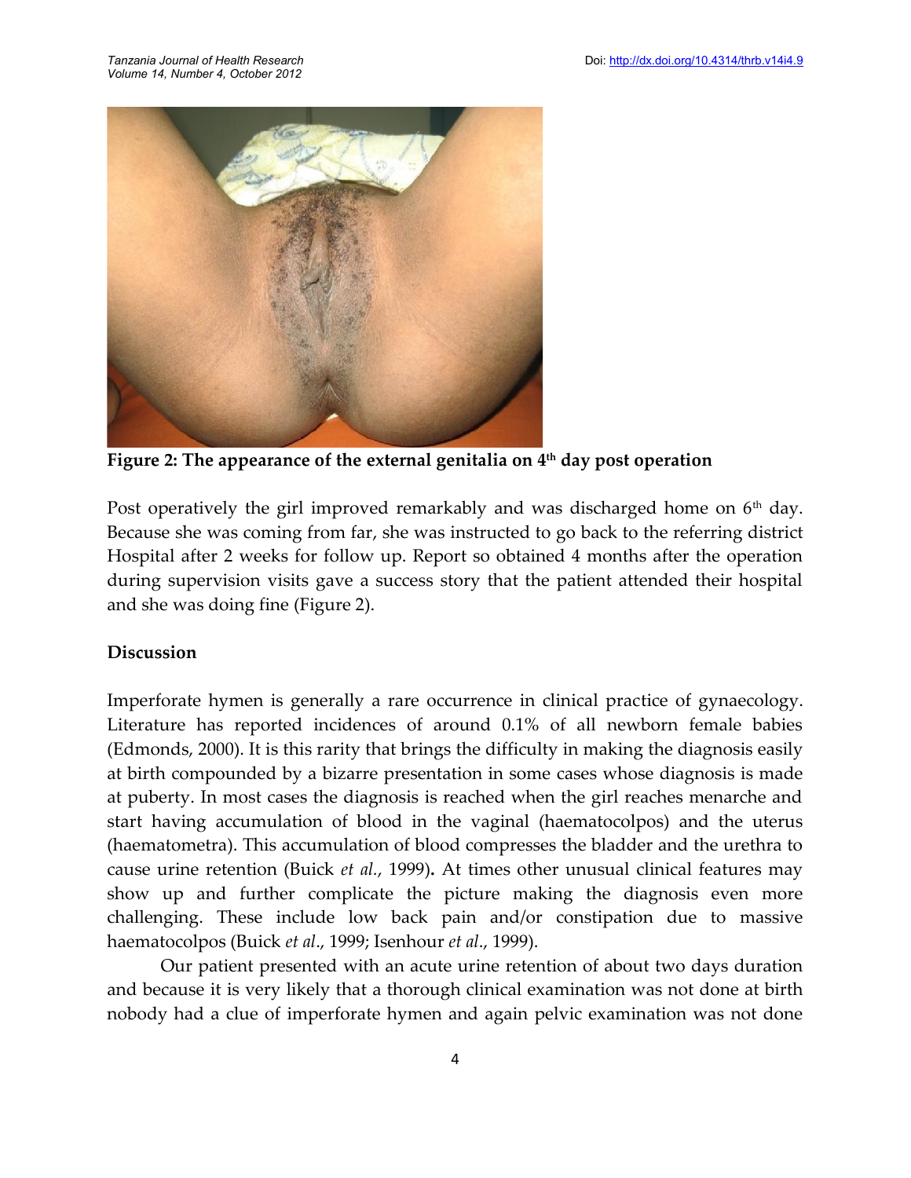Figure 2: The appearance of the external genitalia on 4th day post operation

Post operatively the girl improved remarkably and was discharged home on 6th day. Because she was coming from far, she was instructed to go back to the referring district Hospital after 2 weeks for follow up. Report so obtained 4 months after the operation during supervision visits gave a success story that the patient attended their hospital and she was doing fine (Figure 2).

## Discussion

Imperforate hymen is generally a rare occurrence in clinical practice of gynaecology. Literature has reported incidences of around 0.1% of all newborn female babies (Edmonds, 2000). It is this rarity that brings the difficulty in making the diagnosis easily at birth compounded by a bizarre presentation in some cases whose diagnosis is made at puberty. In most cases the diagnosis is reached when the girl reaches menarche and start having accumulation of blood in the vaginal (haematocolpos) and the uterus (haematometra). This accumulation of blood compresses the bladder and the urethra to cause urine retention (Buick *et al.*, 1999)**.** At times other unusual clinical features may show up and further complicate the picture making the diagnosis even more challenging. These include low back pain and/or constipation due to massive haematocolpos (Buick *et al*., 1999; Isenhour *et al*., 1999).

Our patient presented with an acute urine retention of about two days duration and because it is very likely that a thorough clinical examination was not done at birth nobody had a clue of imperforate hymen and again pelvic examination was not done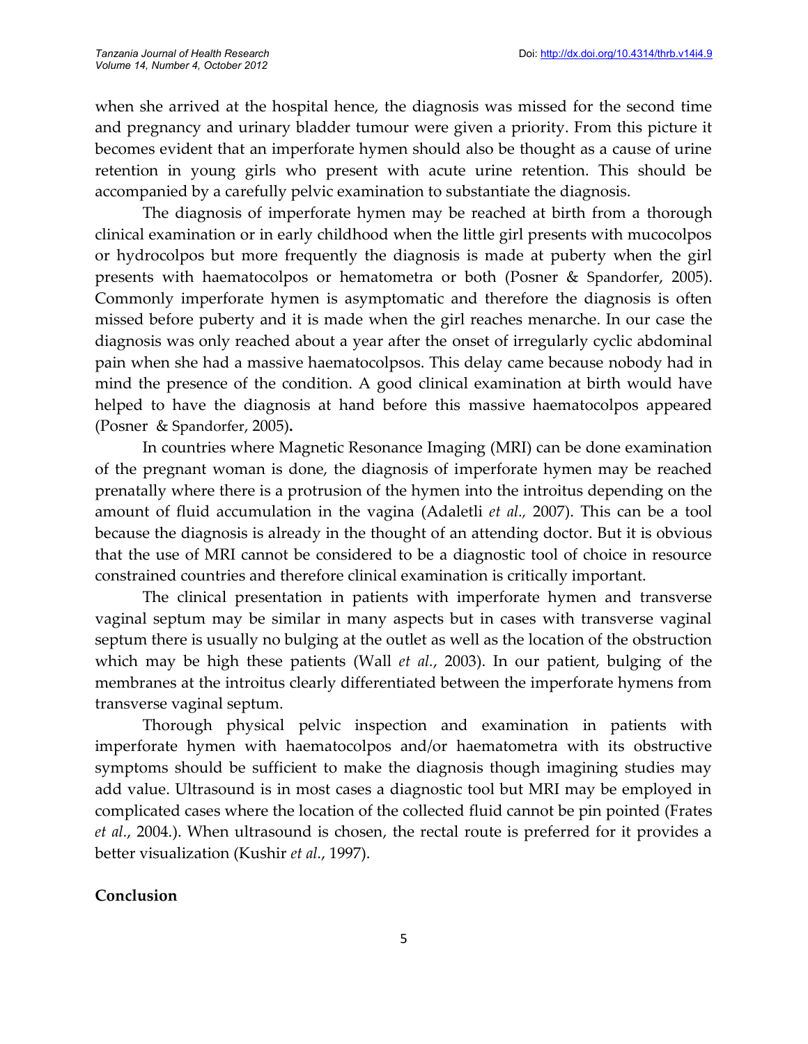when she arrived at the hospital hence, the diagnosis was missed for the second time and pregnancy and urinary bladder tumour were given a priority. From this picture it becomes evident that an imperforate hymen should also be thought as a cause of urine retention in young girls who present with acute urine retention. This should be accompanied by a carefully pelvic examination to substantiate the diagnosis.

The diagnosis of imperforate hymen may be reached at birth from a thorough clinical examination or in early childhood when the little girl presents with mucocolpos or hydrocolpos but more frequently the diagnosis is made at puberty when the girl presents with haematocolpos or hematometra or both (Posner & Spandorfer, 2005). Commonly imperforate hymen is asymptomatic and therefore the diagnosis is often missed before puberty and it is made when the girl reaches menarche. In our case the diagnosis was only reached about a year after the onset of irregularly cyclic abdominal pain when she had a massive haematocolpsos. This delay came because nobody had in mind the presence of the condition. A good clinical examination at birth would have helped to have the diagnosis at hand before this massive haematocolpos appeared (Posner & Spandorfer, 2005)**.**

In countries where Magnetic Resonance Imaging (MRI) can be done examination of the pregnant woman is done, the diagnosis of imperforate hymen may be reached prenatally where there is a protrusion of the hymen into the introitus depending on the amount of fluid accumulation in the vagina (Adaletli *et al.,* 2007). This can be a tool because the diagnosis is already in the thought of an attending doctor. But it is obvious that the use of MRI cannot be considered to be a diagnostic tool of choice in resource constrained countries and therefore clinical examination is critically important.

The clinical presentation in patients with imperforate hymen and transverse vaginal septum may be similar in many aspects but in cases with transverse vaginal septum there is usually no bulging at the outlet as well as the location of the obstruction which may be high these patients (Wall *et al.*, 2003). In our patient, bulging of the membranes at the introitus clearly differentiated between the imperforate hymens from transverse vaginal septum.

Thorough physical pelvic inspection and examination in patients with imperforate hymen with haematocolpos and/or haematometra with its obstructive symptoms should be sufficient to make the diagnosis though imagining studies may add value. Ultrasound is in most cases a diagnostic tool but MRI may be employed in complicated cases where the location of the collected fluid cannot be pin pointed (Frates *et al.*, 2004.). When ultrasound is chosen, the rectal route is preferred for it provides a better visualization (Kushir *et al.*, 1997).

## Conclusion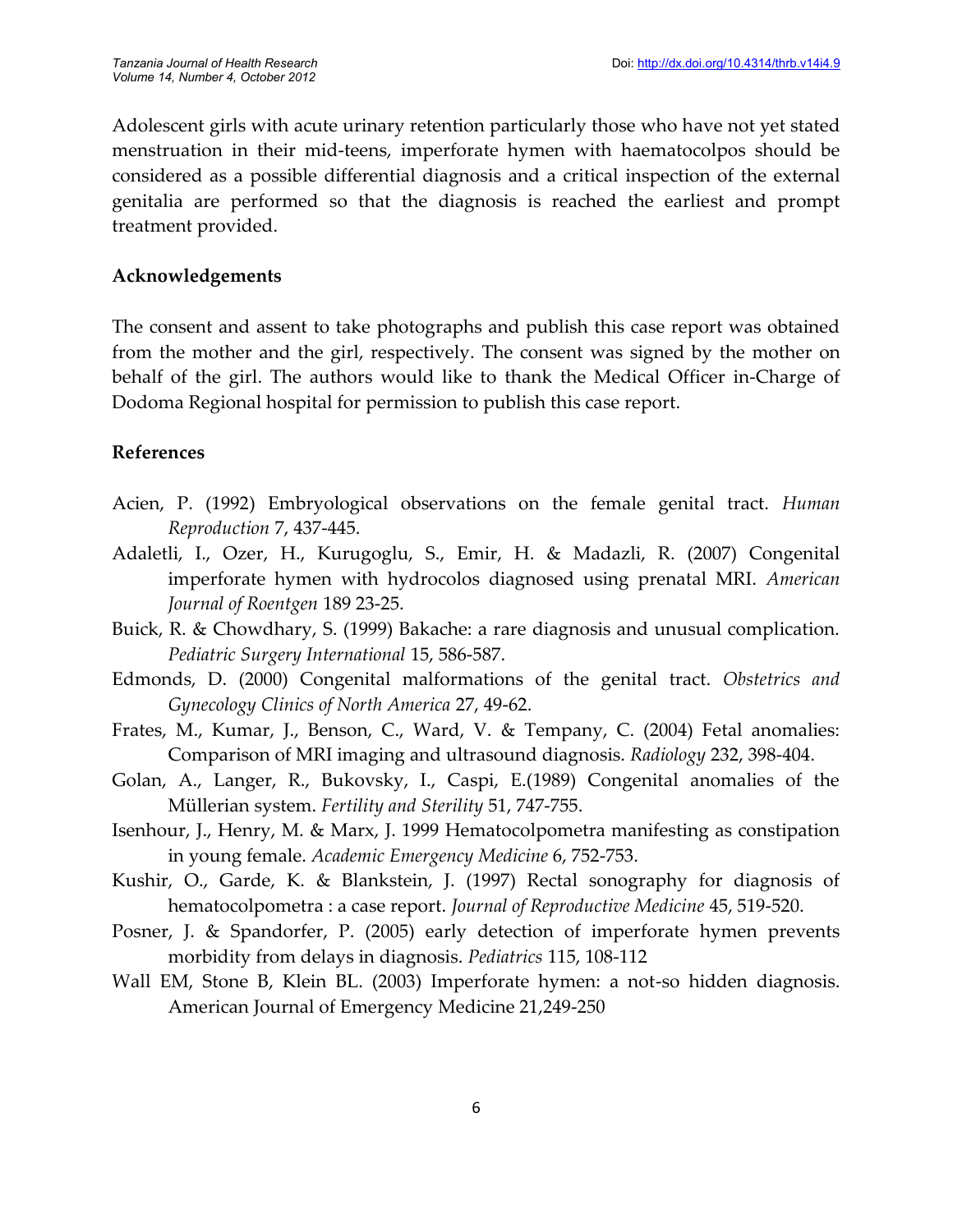Adolescent girls with acute urinary retention particularly those who have not yet stated menstruation in their mid-teens, imperforate hymen with haematocolpos should be considered as a possible differential diagnosis and a critical inspection of the external genitalia are performed so that the diagnosis is reached the earliest and prompt treatment provided.

## Acknowledgements

The consent and assent to take photographs and publish this case report was obtained from the mother and the girl, respectively. The consent was signed by the mother on behalf of the girl. The authors would like to thank the Medical Officer in-Charge of Dodoma Regional hospital for permission to publish this case report.

## References

Acien, P. (1992) Embryological observations on the female genital tract. *Human Reproduction* 7, 437-445.

Adaletli, I., Ozer, H., Kurugoglu, S., Emir, H. & Madazli, R. (2007) Congenital imperforate hymen with hydrocolos diagnosed using prenatal MRI. *American Journal of Roentgen* 189 23-25.

Buick, R. & Chowdhary, S. (1999) Bakache: a rare diagnosis and unusual complication. *Pediatric Surgery International* 15, 586-587.

Edmonds, D. (2000) Congenital malformations of the genital tract. *Obstetrics and Gynecology Clinics of North America* 27, 49-62.

Frates, M., Kumar, J., Benson, C., Ward, V. & Tempany, C. (2004) Fetal anomalies: Comparison of MRI imaging and ultrasound diagnosis. *Radiology* 232, 398-404.

Golan, A., Langer, R., Bukovsky, I., Caspi, E.(1989) Congenital anomalies of the Müllerian system. *Fertility and Sterility* 51, 747-755.

Isenhour, J., Henry, M. & Marx, J. 1999 Hematocolpometra manifesting as constipation in young female. *Academic Emergency Medicine* 6, 752-753.

Kushir, O., Garde, K. & Blankstein, J. (1997) Rectal sonography for diagnosis of hematocolpometra : a case report. *Journal of Reproductive Medicine* 45, 519-520.

Posner, J. & Spandorfer, P. (2005) early detection of imperforate hymen prevents morbidity from delays in diagnosis. *Pediatrics* 115, 108-112

Wall EM, Stone B, Klein BL. (2003) Imperforate hymen: a not-so hidden diagnosis. American Journal of Emergency Medicine 21,249-250